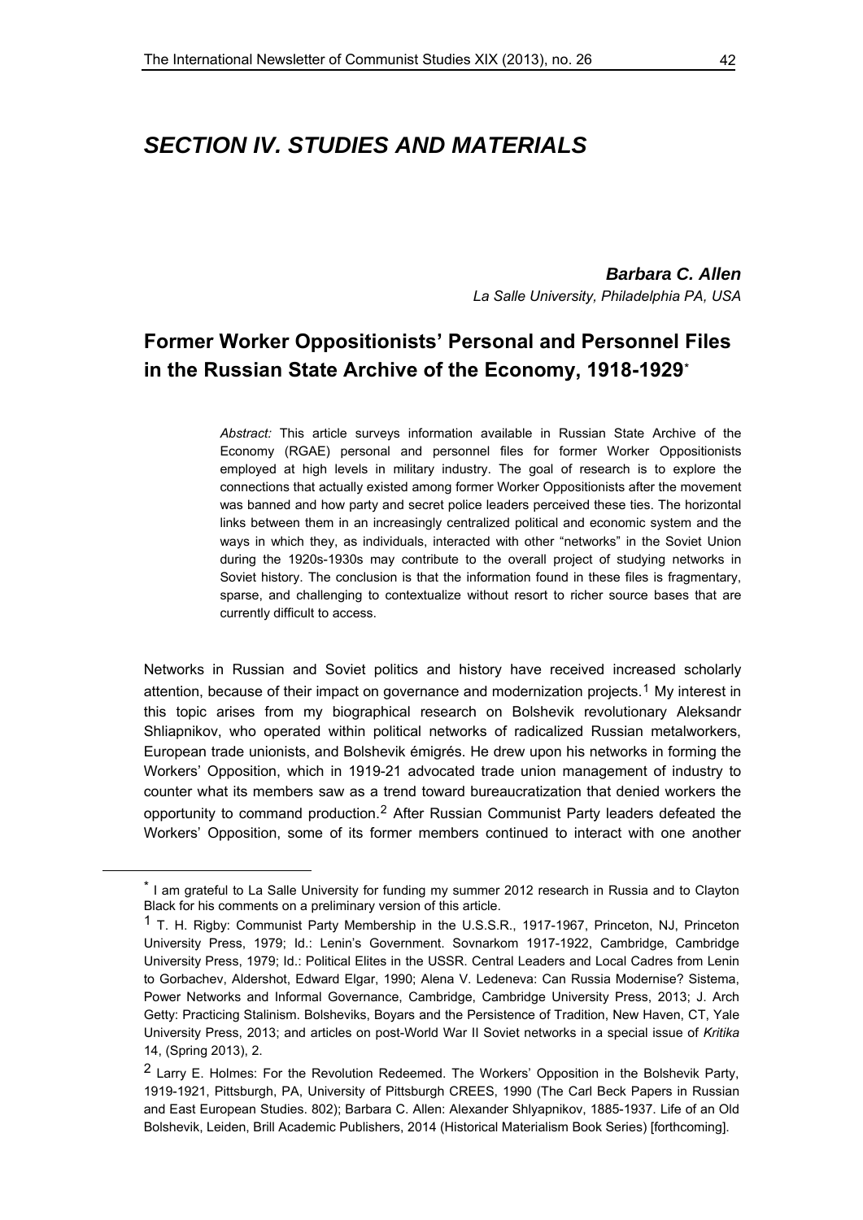# SECTION IV. STUDIES AND MATERIALS

***Barbara C. Allen***
*La Salle University, Philadelphia PA, USA*

## Former Worker Oppositionists' Personal and Personnel Files in the Russian State Archive of the Economy, 1918-1929[*]

> *Abstract:* This article surveys information available in Russian State Archive of the Economy (RGAE) personal and personnel files for former Worker Oppositionists employed at high levels in military industry. The goal of research is to explore the connections that actually existed among former Worker Oppositionists after the movement was banned and how party and secret police leaders perceived these ties. The horizontal links between them in an increasingly centralized political and economic system and the ways in which they, as individuals, interacted with other "networks" in the Soviet Union during the 1920s-1930s may contribute to the overall project of studying networks in Soviet history. The conclusion is that the information found in these files is fragmentary, sparse, and challenging to contextualize without resort to richer source bases that are currently difficult to access.

Networks in Russian and Soviet politics and history have received increased scholarly attention, because of their impact on governance and modernization projects.[1] My interest in this topic arises from my biographical research on Bolshevik revolutionary Aleksandr Shliapnikov, who operated within political networks of radicalized Russian metalworkers, European trade unionists, and Bolshevik émigrés. He drew upon his networks in forming the Workers' Opposition, which in 1919-21 advocated trade union management of industry to counter what its members saw as a trend toward bureaucratization that denied workers the opportunity to command production.[2] After Russian Communist Party leaders defeated the Workers' Opposition, some of its former members continued to interact with one another

---

[*] I am grateful to La Salle University for funding my summer 2012 research in Russia and to Clayton Black for his comments on a preliminary version of this article.

[1] T. H. Rigby: Communist Party Membership in the U.S.S.R., 1917-1967, Princeton, NJ, Princeton University Press, 1979; Id.: Lenin's Government. Sovnarkom 1917-1922, Cambridge, Cambridge University Press, 1979; Id.: Political Elites in the USSR. Central Leaders and Local Cadres from Lenin to Gorbachev, Aldershot, Edward Elgar, 1990; Alena V. Ledeneva: Can Russia Modernise? Sistema, Power Networks and Informal Governance, Cambridge, Cambridge University Press, 2013; J. Arch Getty: Practicing Stalinism. Bolsheviks, Boyars and the Persistence of Tradition, New Haven, CT, Yale University Press, 2013; and articles on post-World War II Soviet networks in a special issue of *Kritika* 14, (Spring 2013), 2.

[2] Larry E. Holmes: For the Revolution Redeemed. The Workers' Opposition in the Bolshevik Party, 1919-1921, Pittsburgh, PA, University of Pittsburgh CREES, 1990 (The Carl Beck Papers in Russian and East European Studies. 802); Barbara C. Allen: Alexander Shlyapnikov, 1885-1937. Life of an Old Bolshevik, Leiden, Brill Academic Publishers, 2014 (Historical Materialism Book Series) [forthcoming].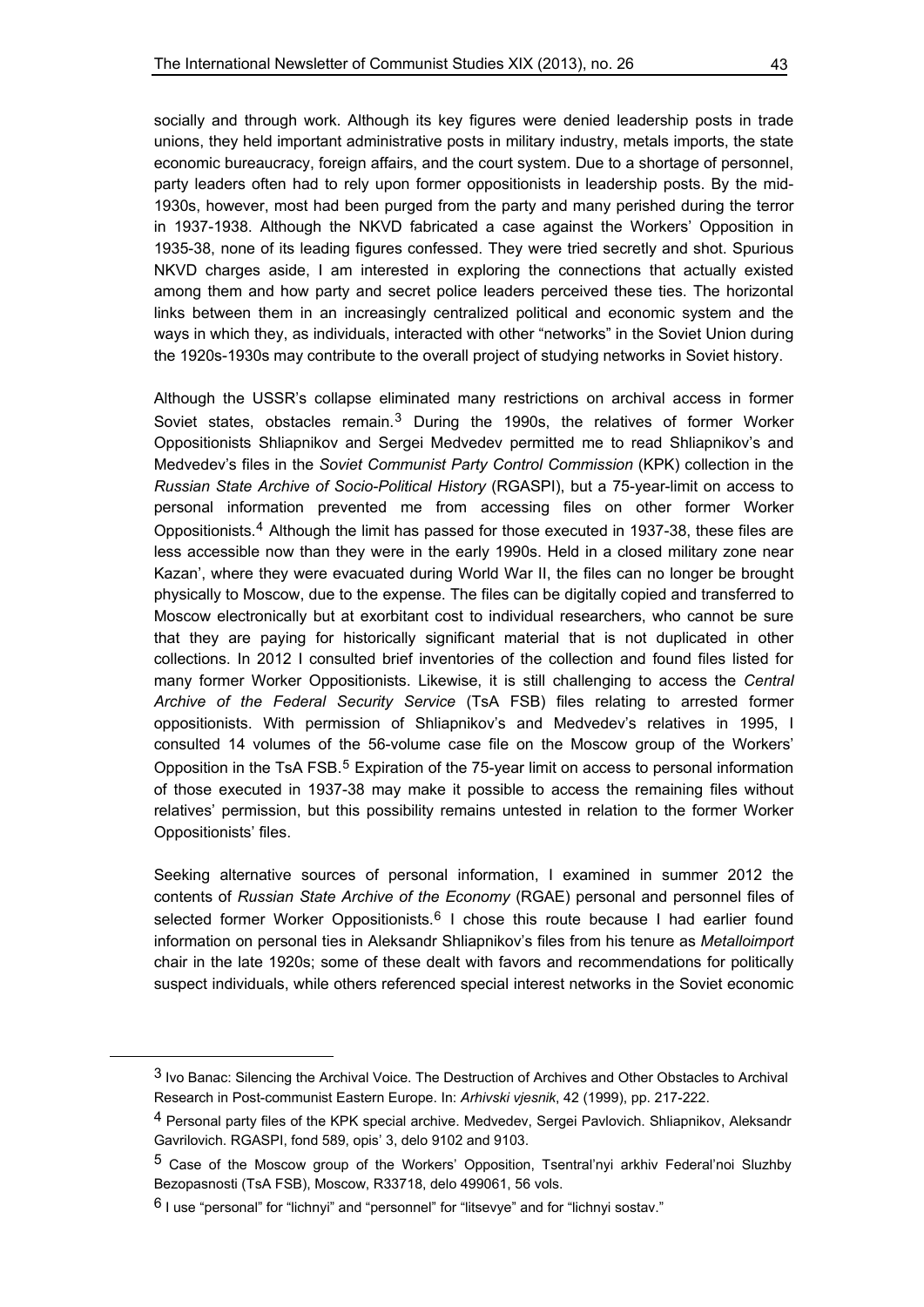socially and through work. Although its key figures were denied leadership posts in trade unions, they held important administrative posts in military industry, metals imports, the state economic bureaucracy, foreign affairs, and the court system. Due to a shortage of personnel, party leaders often had to rely upon former oppositionists in leadership posts. By the mid-1930s, however, most had been purged from the party and many perished during the terror in 1937-1938. Although the NKVD fabricated a case against the Workers' Opposition in 1935-38, none of its leading figures confessed. They were tried secretly and shot. Spurious NKVD charges aside, I am interested in exploring the connections that actually existed among them and how party and secret police leaders perceived these ties. The horizontal links between them in an increasingly centralized political and economic system and the ways in which they, as individuals, interacted with other "networks" in the Soviet Union during the 1920s-1930s may contribute to the overall project of studying networks in Soviet history.

Although the USSR's collapse eliminated many restrictions on archival access in former Soviet states, obstacles remain.[3] During the 1990s, the relatives of former Worker Oppositionists Shliapnikov and Sergei Medvedev permitted me to read Shliapnikov's and Medvedev's files in the *Soviet Communist Party Control Commission* (KPK) collection in the *Russian State Archive of Socio-Political History* (RGASPI), but a 75-year-limit on access to personal information prevented me from accessing files on other former Worker Oppositionists.[4] Although the limit has passed for those executed in 1937-38, these files are less accessible now than they were in the early 1990s. Held in a closed military zone near Kazan', where they were evacuated during World War II, the files can no longer be brought physically to Moscow, due to the expense. The files can be digitally copied and transferred to Moscow electronically but at exorbitant cost to individual researchers, who cannot be sure that they are paying for historically significant material that is not duplicated in other collections. In 2012 I consulted brief inventories of the collection and found files listed for many former Worker Oppositionists. Likewise, it is still challenging to access the *Central Archive of the Federal Security Service* (TsA FSB) files relating to arrested former oppositionists. With permission of Shliapnikov's and Medvedev's relatives in 1995, I consulted 14 volumes of the 56-volume case file on the Moscow group of the Workers' Opposition in the TsA FSB.[5] Expiration of the 75-year limit on access to personal information of those executed in 1937-38 may make it possible to access the remaining files without relatives' permission, but this possibility remains untested in relation to the former Worker Oppositionists' files.

Seeking alternative sources of personal information, I examined in summer 2012 the contents of *Russian State Archive of the Economy* (RGAE) personal and personnel files of selected former Worker Oppositionists.[6] I chose this route because I had earlier found information on personal ties in Aleksandr Shliapnikov's files from his tenure as *Metalloimport* chair in the late 1920s; some of these dealt with favors and recommendations for politically suspect individuals, while others referenced special interest networks in the Soviet economic

---

[3] Ivo Banac: Silencing the Archival Voice. The Destruction of Archives and Other Obstacles to Archival Research in Post-communist Eastern Europe. In: *Arhivski vjesnik*, 42 (1999), pp. 217-222.

[4] Personal party files of the KPK special archive. Medvedev, Sergei Pavlovich. Shliapnikov, Aleksandr Gavrilovich. RGASPI, fond 589, opis' 3, delo 9102 and 9103.

[5] Case of the Moscow group of the Workers' Opposition, Tsentral'nyi arkhiv Federal'noi Sluzhby Bezopasnosti (TsA FSB), Moscow, R33718, delo 499061, 56 vols.

[6] I use "personal" for "lichnyi" and "personnel" for "litsevye" and for "lichnyi sostav."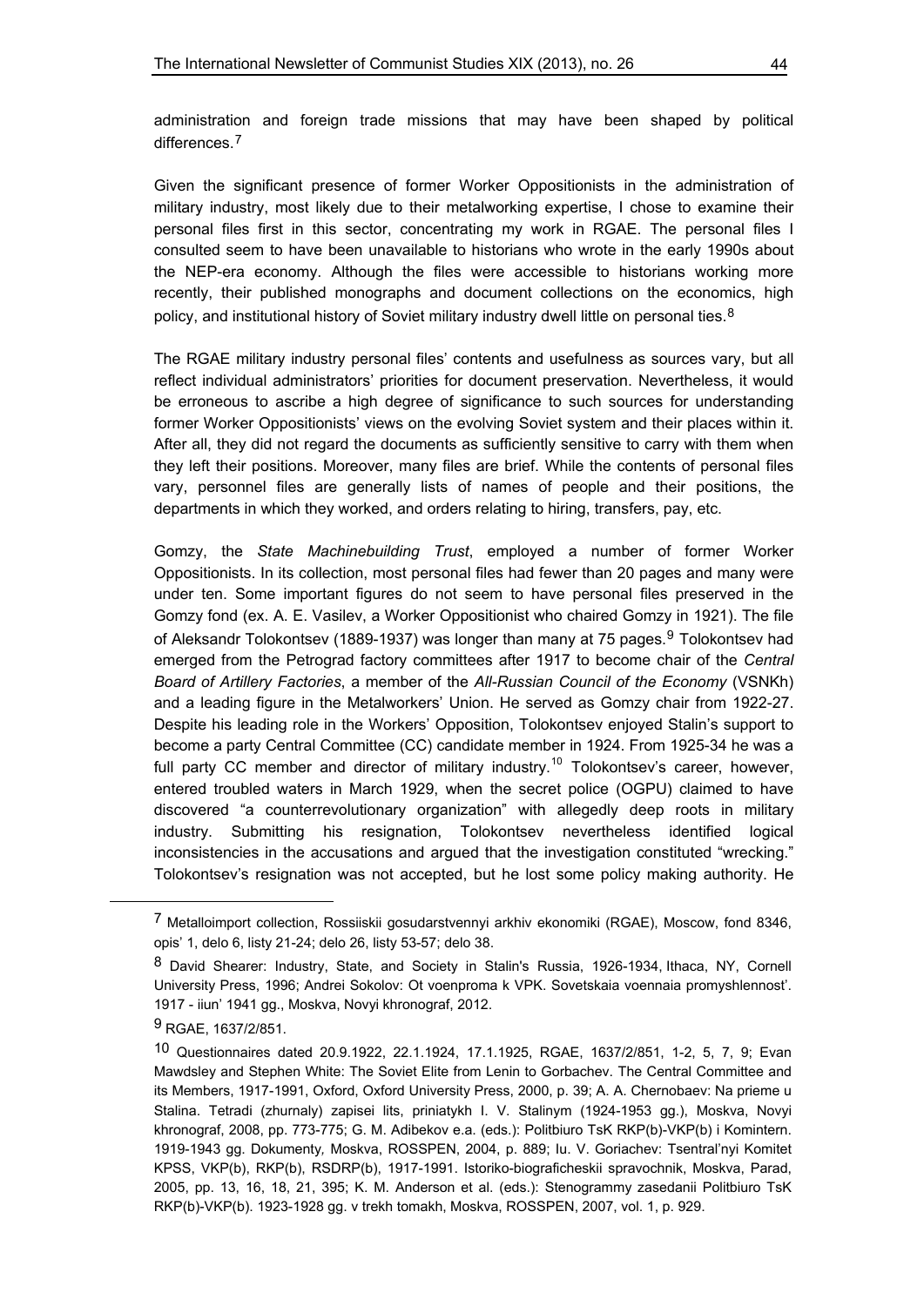administration and foreign trade missions that may have been shaped by political differences.[7]

Given the significant presence of former Worker Oppositionists in the administration of military industry, most likely due to their metalworking expertise, I chose to examine their personal files first in this sector, concentrating my work in RGAE. The personal files I consulted seem to have been unavailable to historians who wrote in the early 1990s about the NEP-era economy. Although the files were accessible to historians working more recently, their published monographs and document collections on the economics, high policy, and institutional history of Soviet military industry dwell little on personal ties.[8]

The RGAE military industry personal files' contents and usefulness as sources vary, but all reflect individual administrators' priorities for document preservation. Nevertheless, it would be erroneous to ascribe a high degree of significance to such sources for understanding former Worker Oppositionists' views on the evolving Soviet system and their places within it. After all, they did not regard the documents as sufficiently sensitive to carry with them when they left their positions. Moreover, many files are brief. While the contents of personal files vary, personnel files are generally lists of names of people and their positions, the departments in which they worked, and orders relating to hiring, transfers, pay, etc.

Gomzy, the *State Machinebuilding Trust*, employed a number of former Worker Oppositionists. In its collection, most personal files had fewer than 20 pages and many were under ten. Some important figures do not seem to have personal files preserved in the Gomzy fond (ex. A. E. Vasilev, a Worker Oppositionist who chaired Gomzy in 1921). The file of Aleksandr Tolokontsev (1889-1937) was longer than many at 75 pages.[9] Tolokontsev had emerged from the Petrograd factory committees after 1917 to become chair of the *Central Board of Artillery Factories*, a member of the *All-Russian Council of the Economy* (VSNKh) and a leading figure in the Metalworkers' Union. He served as Gomzy chair from 1922-27. Despite his leading role in the Workers' Opposition, Tolokontsev enjoyed Stalin's support to become a party Central Committee (CC) candidate member in 1924. From 1925-34 he was a full party CC member and director of military industry.[10] Tolokontsev's career, however, entered troubled waters in March 1929, when the secret police (OGPU) claimed to have discovered "a counterrevolutionary organization" with allegedly deep roots in military industry. Submitting his resignation, Tolokontsev nevertheless identified logical inconsistencies in the accusations and argued that the investigation constituted "wrecking." Tolokontsev's resignation was not accepted, but he lost some policy making authority. He

---

[7] Metalloimport collection, Rossiiskii gosudarstvennyi arkhiv ekonomiki (RGAE), Moscow, fond 8346, opis' 1, delo 6, listy 21-24; delo 26, listy 53-57; delo 38.

[8] David Shearer: Industry, State, and Society in Stalin's Russia, 1926-1934, Ithaca, NY, Cornell University Press, 1996; Andrei Sokolov: Ot voenproma k VPK. Sovetskaia voennaia promyshlennost'. 1917 - iiun' 1941 gg., Moskva, Novyi khronograf, 2012.

[9] RGAE, 1637/2/851.

[10] Questionnaires dated 20.9.1922, 22.1.1924, 17.1.1925, RGAE, 1637/2/851, 1-2, 5, 7, 9; Evan Mawdsley and Stephen White: The Soviet Elite from Lenin to Gorbachev. The Central Committee and its Members, 1917-1991, Oxford, Oxford University Press, 2000, p. 39; A. A. Chernobaev: Na prieme u Stalina. Tetradi (zhurnaly) zapisei lits, priniatykh I. V. Stalinym (1924-1953 gg.), Moskva, Novyi khronograf, 2008, pp. 773-775; G. M. Adibekov e.a. (eds.): Politbiuro TsK RKP(b)-VKP(b) i Komintern. 1919-1943 gg. Dokumenty, Moskva, ROSSPEN, 2004, p. 889; Iu. V. Goriachev: Tsentral'nyi Komitet KPSS, VKP(b), RKP(b), RSDRP(b), 1917-1991. Istoriko-biograficheskii spravochnik, Moskva, Parad, 2005, pp. 13, 16, 18, 21, 395; K. M. Anderson et al. (eds.): Stenogrammy zasedanii Politbiuro TsK RKP(b)-VKP(b). 1923-1928 gg. v trekh tomakh, Moskva, ROSSPEN, 2007, vol. 1, p. 929.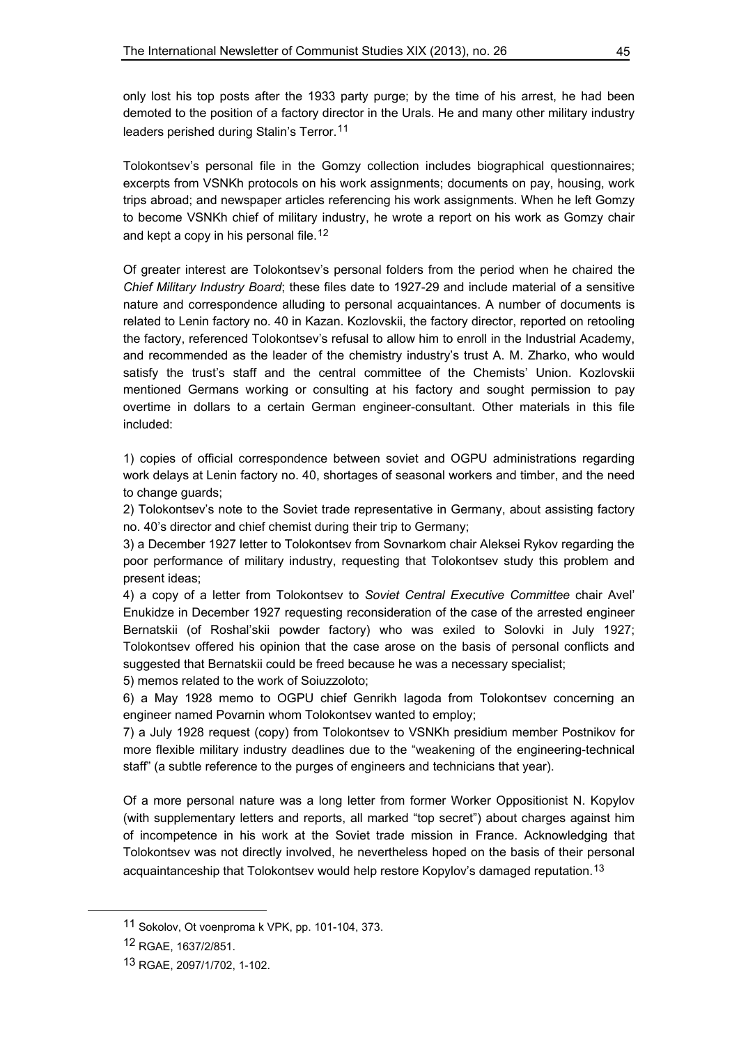only lost his top posts after the 1933 party purge; by the time of his arrest, he had been demoted to the position of a factory director in the Urals. He and many other military industry leaders perished during Stalin's Terror.[11]

Tolokontsev's personal file in the Gomzy collection includes biographical questionnaires; excerpts from VSNKh protocols on his work assignments; documents on pay, housing, work trips abroad; and newspaper articles referencing his work assignments. When he left Gomzy to become VSNKh chief of military industry, he wrote a report on his work as Gomzy chair and kept a copy in his personal file.[12]

Of greater interest are Tolokontsev's personal folders from the period when he chaired the *Chief Military Industry Board*; these files date to 1927-29 and include material of a sensitive nature and correspondence alluding to personal acquaintances. A number of documents is related to Lenin factory no. 40 in Kazan. Kozlovskii, the factory director, reported on retooling the factory, referenced Tolokontsev's refusal to allow him to enroll in the Industrial Academy, and recommended as the leader of the chemistry industry's trust A. M. Zharko, who would satisfy the trust's staff and the central committee of the Chemists' Union. Kozlovskii mentioned Germans working or consulting at his factory and sought permission to pay overtime in dollars to a certain German engineer-consultant. Other materials in this file included:

1) copies of official correspondence between soviet and OGPU administrations regarding work delays at Lenin factory no. 40, shortages of seasonal workers and timber, and the need to change guards;
2) Tolokontsev's note to the Soviet trade representative in Germany, about assisting factory no. 40's director and chief chemist during their trip to Germany;
3) a December 1927 letter to Tolokontsev from Sovnarkom chair Aleksei Rykov regarding the poor performance of military industry, requesting that Tolokontsev study this problem and present ideas;
4) a copy of a letter from Tolokontsev to *Soviet Central Executive Committee* chair Avel' Enukidze in December 1927 requesting reconsideration of the case of the arrested engineer Bernatskii (of Roshal'skii powder factory) who was exiled to Solovki in July 1927; Tolokontsev offered his opinion that the case arose on the basis of personal conflicts and suggested that Bernatskii could be freed because he was a necessary specialist;
5) memos related to the work of Soiuzzoloto;
6) a May 1928 memo to OGPU chief Genrikh Iagoda from Tolokontsev concerning an engineer named Povarnin whom Tolokontsev wanted to employ;
7) a July 1928 request (copy) from Tolokontsev to VSNKh presidium member Postnikov for more flexible military industry deadlines due to the "weakening of the engineering-technical staff" (a subtle reference to the purges of engineers and technicians that year).

Of a more personal nature was a long letter from former Worker Oppositionist N. Kopylov (with supplementary letters and reports, all marked "top secret") about charges against him of incompetence in his work at the Soviet trade mission in France. Acknowledging that Tolokontsev was not directly involved, he nevertheless hoped on the basis of their personal acquaintanceship that Tolokontsev would help restore Kopylov's damaged reputation.[13]

---

[11] Sokolov, Ot voenproma k VPK, pp. 101-104, 373.

[12] RGAE, 1637/2/851.

[13] RGAE, 2097/1/702, 1-102.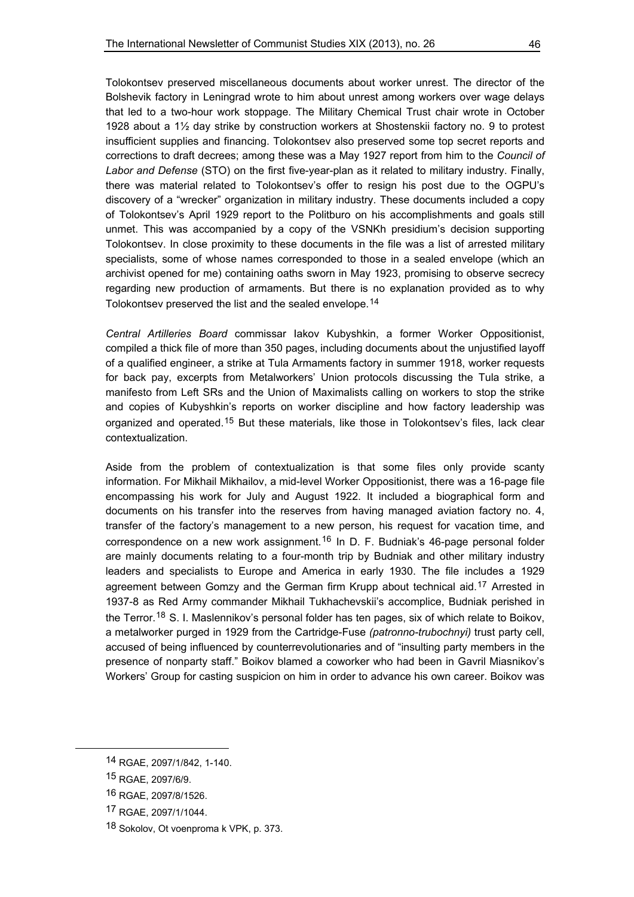Tolokontsev preserved miscellaneous documents about worker unrest. The director of the Bolshevik factory in Leningrad wrote to him about unrest among workers over wage delays that led to a two-hour work stoppage. The Military Chemical Trust chair wrote in October 1928 about a 1½ day strike by construction workers at Shostenskii factory no. 9 to protest insufficient supplies and financing. Tolokontsev also preserved some top secret reports and corrections to draft decrees; among these was a May 1927 report from him to the *Council of Labor and Defense* (STO) on the first five-year-plan as it related to military industry. Finally, there was material related to Tolokontsev's offer to resign his post due to the OGPU's discovery of a "wrecker" organization in military industry. These documents included a copy of Tolokontsev's April 1929 report to the Politburo on his accomplishments and goals still unmet. This was accompanied by a copy of the VSNKh presidium's decision supporting Tolokontsev. In close proximity to these documents in the file was a list of arrested military specialists, some of whose names corresponded to those in a sealed envelope (which an archivist opened for me) containing oaths sworn in May 1923, promising to observe secrecy regarding new production of armaments. But there is no explanation provided as to why Tolokontsev preserved the list and the sealed envelope.[14]

*Central Artilleries Board* commissar Iakov Kubyshkin, a former Worker Oppositionist, compiled a thick file of more than 350 pages, including documents about the unjustified layoff of a qualified engineer, a strike at Tula Armaments factory in summer 1918, worker requests for back pay, excerpts from Metalworkers' Union protocols discussing the Tula strike, a manifesto from Left SRs and the Union of Maximalists calling on workers to stop the strike and copies of Kubyshkin's reports on worker discipline and how factory leadership was organized and operated.[15] But these materials, like those in Tolokontsev's files, lack clear contextualization.

Aside from the problem of contextualization is that some files only provide scanty information. For Mikhail Mikhailov, a mid-level Worker Oppositionist, there was a 16-page file encompassing his work for July and August 1922. It included a biographical form and documents on his transfer into the reserves from having managed aviation factory no. 4, transfer of the factory's management to a new person, his request for vacation time, and correspondence on a new work assignment.[16] In D. F. Budniak's 46-page personal folder are mainly documents relating to a four-month trip by Budniak and other military industry leaders and specialists to Europe and America in early 1930. The file includes a 1929 agreement between Gomzy and the German firm Krupp about technical aid.[17] Arrested in 1937-8 as Red Army commander Mikhail Tukhachevskii's accomplice, Budniak perished in the Terror.[18] S. I. Maslennikov's personal folder has ten pages, six of which relate to Boikov, a metalworker purged in 1929 from the Cartridge-Fuse *(patronno-trubochnyi)* trust party cell, accused of being influenced by counterrevolutionaries and of "insulting party members in the presence of nonparty staff." Boikov blamed a coworker who had been in Gavril Miasnikov's Workers' Group for casting suspicion on him in order to advance his own career. Boikov was

---

14 RGAE, 2097/1/842, 1-140.

15 RGAE, 2097/6/9.

16 RGAE, 2097/8/1526.

17 RGAE, 2097/1/1044.

18 Sokolov, Ot voenproma k VPK, p. 373.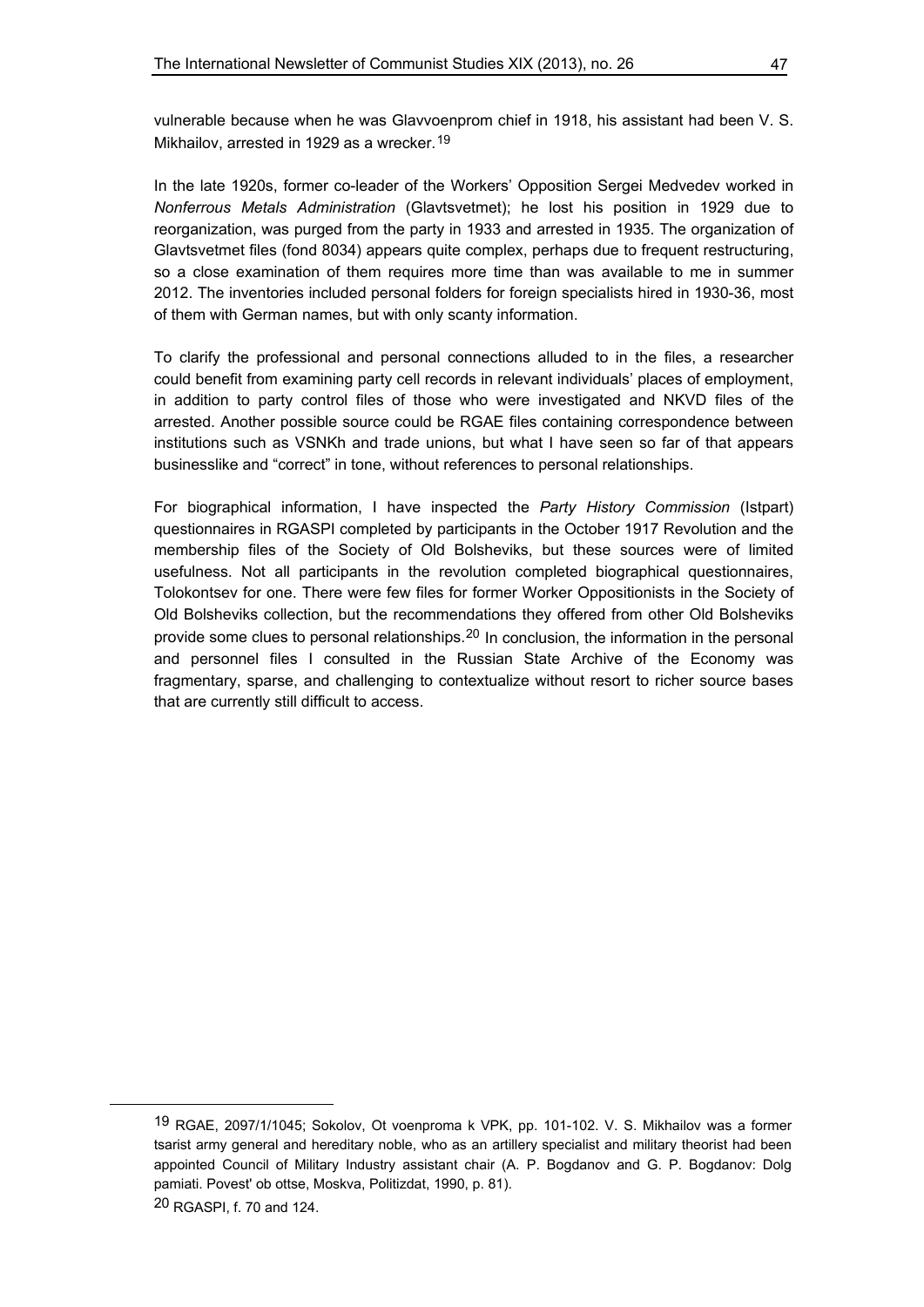vulnerable because when he was Glavvoenprom chief in 1918, his assistant had been V. S. Mikhailov, arrested in 1929 as a wrecker.[19]

In the late 1920s, former co-leader of the Workers' Opposition Sergei Medvedev worked in *Nonferrous Metals Administration* (Glavtsvetmet); he lost his position in 1929 due to reorganization, was purged from the party in 1933 and arrested in 1935. The organization of Glavtsvetmet files (fond 8034) appears quite complex, perhaps due to frequent restructuring, so a close examination of them requires more time than was available to me in summer 2012. The inventories included personal folders for foreign specialists hired in 1930-36, most of them with German names, but with only scanty information.

To clarify the professional and personal connections alluded to in the files, a researcher could benefit from examining party cell records in relevant individuals' places of employment, in addition to party control files of those who were investigated and NKVD files of the arrested. Another possible source could be RGAE files containing correspondence between institutions such as VSNKh and trade unions, but what I have seen so far of that appears businesslike and "correct" in tone, without references to personal relationships.

For biographical information, I have inspected the *Party History Commission* (Istpart) questionnaires in RGASPI completed by participants in the October 1917 Revolution and the membership files of the Society of Old Bolsheviks, but these sources were of limited usefulness. Not all participants in the revolution completed biographical questionnaires, Tolokontsev for one. There were few files for former Worker Oppositionists in the Society of Old Bolsheviks collection, but the recommendations they offered from other Old Bolsheviks provide some clues to personal relationships.[20] In conclusion, the information in the personal and personnel files I consulted in the Russian State Archive of the Economy was fragmentary, sparse, and challenging to contextualize without resort to richer source bases that are currently still difficult to access.

---

[19] RGAE, 2097/1/1045; Sokolov, Ot voenproma k VPK, pp. 101-102. V. S. Mikhailov was a former tsarist army general and hereditary noble, who as an artillery specialist and military theorist had been appointed Council of Military Industry assistant chair (A. P. Bogdanov and G. P. Bogdanov: Dolg pamiati. Povest' ob ottse, Moskva, Politizdat, 1990, p. 81).

[20] RGASPI, f. 70 and 124.